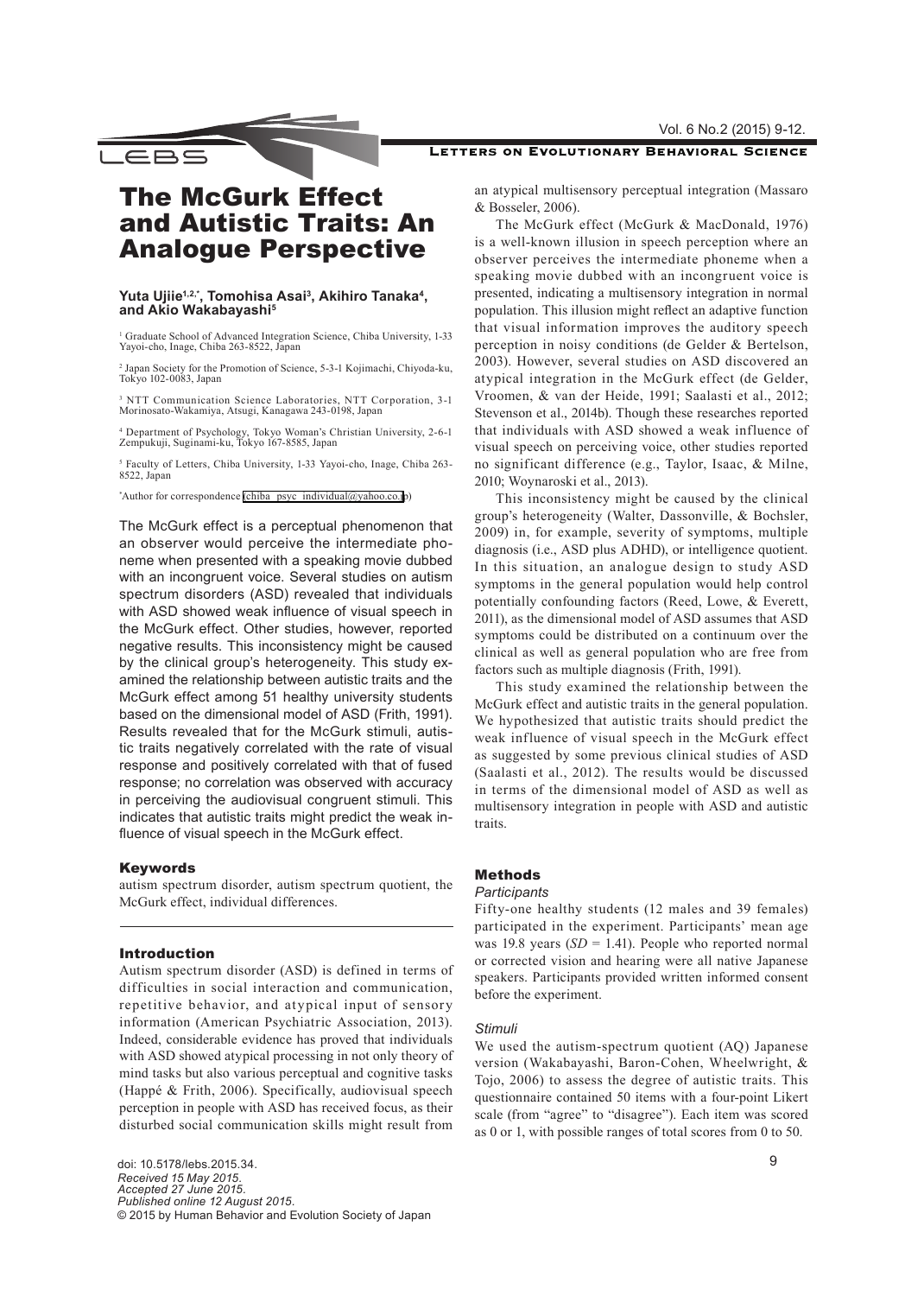# The McGurk Effect and Autistic Traits: An Analogue Perspective

**Yuta Ujiie[1,2,*], Tomohisa Asai[3], Akihiro Tanaka[4], and Akio Wakabayashi[5]**

[1] Graduate School of Advanced Integration Science, Chiba University, 1-33 Yayoi-cho, Inage, Chiba 263-8522, Japan

[2] Japan Society for the Promotion of Science, 5-3-1 Kojimachi, Chiyoda-ku, Tokyo 102-0083, Japan

[3] NTT Communication Science Laboratories, NTT Corporation, 3-1 Morinosato-Wakamiya, Atsugi, Kanagawa 243-0198, Japan

[4] Department of Psychology, Tokyo Woman's Christian University, 2-6-1 Zempukuji, Suginami-ku, Tokyo 167-8585, Japan

[5] Faculty of Letters, Chiba University, 1-33 Yayoi-cho, Inage, Chiba 263-8522, Japan

*Author for correspondence (chiba_psyc_individual@yahoo.co.jp)

The McGurk effect is a perceptual phenomenon that an observer would perceive the intermediate phoneme when presented with a speaking movie dubbed with an incongruent voice. Several studies on autism spectrum disorders (ASD) revealed that individuals with ASD showed weak influence of visual speech in the McGurk effect. Other studies, however, reported negative results. This inconsistency might be caused by the clinical group's heterogeneity. This study examined the relationship between autistic traits and the McGurk effect among 51 healthy university students based on the dimensional model of ASD (Frith, 1991). Results revealed that for the McGurk stimuli, autistic traits negatively correlated with the rate of visual response and positively correlated with that of fused response; no correlation was observed with accuracy in perceiving the audiovisual congruent stimuli. This indicates that autistic traits might predict the weak influence of visual speech in the McGurk effect.

## Keywords

autism spectrum disorder, autism spectrum quotient, the McGurk effect, individual differences.

## Introduction

Autism spectrum disorder (ASD) is defined in terms of difficulties in social interaction and communication, repetitive behavior, and atypical input of sensory information (American Psychiatric Association, 2013). Indeed, considerable evidence has proved that individuals with ASD showed atypical processing in not only theory of mind tasks but also various perceptual and cognitive tasks (Happé & Frith, 2006). Specifically, audiovisual speech perception in people with ASD has received focus, as their disturbed social communication skills might result from an atypical multisensory perceptual integration (Massaro & Bosseler, 2006).

The McGurk effect (McGurk & MacDonald, 1976) is a well-known illusion in speech perception where an observer perceives the intermediate phoneme when a speaking movie dubbed with an incongruent voice is presented, indicating a multisensory integration in normal population. This illusion might reflect an adaptive function that visual information improves the auditory speech perception in noisy conditions (de Gelder & Bertelson, 2003). However, several studies on ASD discovered an atypical integration in the McGurk effect (de Gelder, Vroomen, & van der Heide, 1991; Saalasti et al., 2012; Stevenson et al., 2014b). Though these researches reported that individuals with ASD showed a weak influence of visual speech on perceiving voice, other studies reported no significant difference (e.g., Taylor, Isaac, & Milne, 2010; Woynaroski et al., 2013).

This inconsistency might be caused by the clinical group's heterogeneity (Walter, Dassonville, & Bochsler, 2009) in, for example, severity of symptoms, multiple diagnosis (i.e., ASD plus ADHD), or intelligence quotient. In this situation, an analogue design to study ASD symptoms in the general population would help control potentially confounding factors (Reed, Lowe, & Everett, 2011), as the dimensional model of ASD assumes that ASD symptoms could be distributed on a continuum over the clinical as well as general population who are free from factors such as multiple diagnosis (Frith, 1991).

This study examined the relationship between the McGurk effect and autistic traits in the general population. We hypothesized that autistic traits should predict the weak influence of visual speech in the McGurk effect as suggested by some previous clinical studies of ASD (Saalasti et al., 2012). The results would be discussed in terms of the dimensional model of ASD as well as multisensory integration in people with ASD and autistic traits.

## Methods

### *Participants*

Fifty-one healthy students (12 males and 39 females) participated in the experiment. Participants' mean age was 19.8 years (*SD* = 1.41). People who reported normal or corrected vision and hearing were all native Japanese speakers. Participants provided written informed consent before the experiment.

### *Stimuli*

We used the autism-spectrum quotient (AQ) Japanese version (Wakabayashi, Baron-Cohen, Wheelwright, & Tojo, 2006) to assess the degree of autistic traits. This questionnaire contained 50 items with a four-point Likert scale (from "agree" to "disagree"). Each item was scored as 0 or 1, with possible ranges of total scores from 0 to 50.

doi: 10.5178/lebs.2015.34.
*Received 15 May 2015.*
*Accepted 27 June 2015.*
*Published online 12 August 2015.*
© 2015 by Human Behavior and Evolution Society of Japan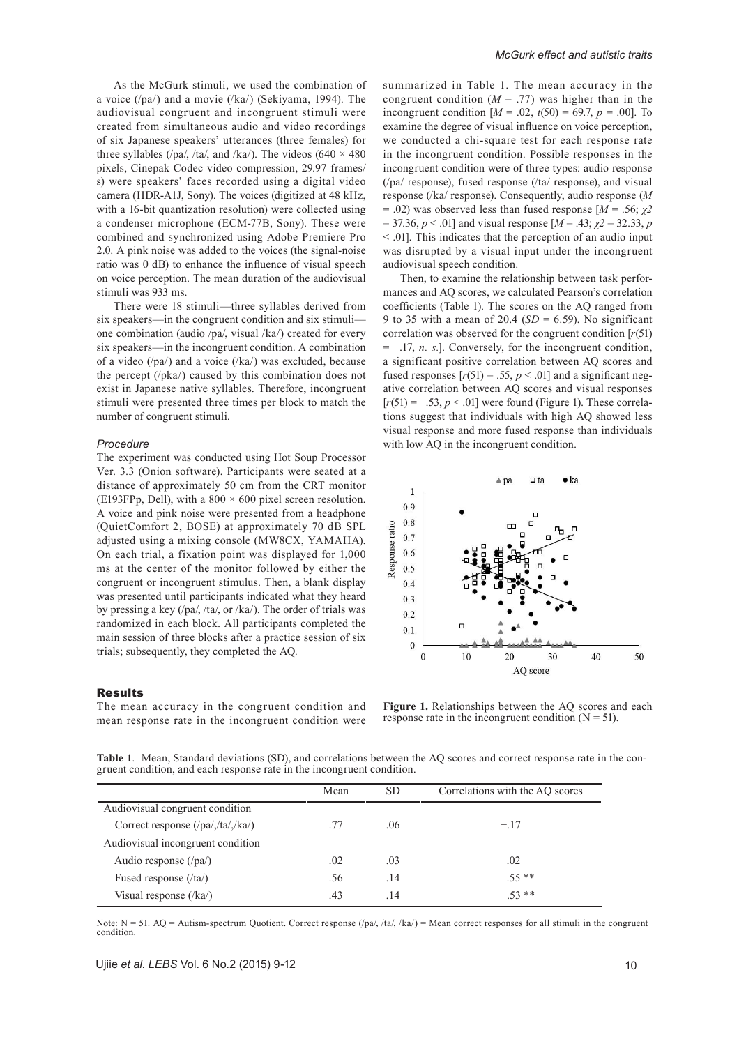As the McGurk stimuli, we used the combination of a voice (/pa/) and a movie (/ka/) (Sekiyama, 1994). The audiovisual congruent and incongruent stimuli were created from simultaneous audio and video recordings of six Japanese speakers' utterances (three females) for three syllables (/pa/, /ta/, and /ka/). The videos (640 × 480 pixels, Cinepak Codec video compression, 29.97 frames/s) were speakers' faces recorded using a digital video camera (HDR-A1J, Sony). The voices (digitized at 48 kHz, with a 16-bit quantization resolution) were collected using a condenser microphone (ECM-77B, Sony). These were combined and synchronized using Adobe Premiere Pro 2.0. A pink noise was added to the voices (the signal-noise ratio was 0 dB) to enhance the influence of visual speech on voice perception. The mean duration of the audiovisual stimuli was 933 ms.

There were 18 stimuli—three syllables derived from six speakers—in the congruent condition and six stimuli—one combination (audio /pa/, visual /ka/) created for every six speakers—in the incongruent condition. A combination of a video (/pa/) and a voice (/ka/) was excluded, because the percept (/pka/) caused by this combination does not exist in Japanese native syllables. Therefore, incongruent stimuli were presented three times per block to match the number of congruent stimuli.

### *Procedure*

The experiment was conducted using Hot Soup Processor Ver. 3.3 (Onion software). Participants were seated at a distance of approximately 50 cm from the CRT monitor (E193FPp, Dell), with a 800 × 600 pixel screen resolution. A voice and pink noise were presented from a headphone (QuietComfort 2, BOSE) at approximately 70 dB SPL adjusted using a mixing console (MW8CX, YAMAHA). On each trial, a fixation point was displayed for 1,000 ms at the center of the monitor followed by either the congruent or incongruent stimulus. Then, a blank display was presented until participants indicated what they heard by pressing a key (/pa/, /ta/, or /ka/). The order of trials was randomized in each block. All participants completed the main session of three blocks after a practice session of six trials; subsequently, they completed the AQ.

## Results

The mean accuracy in the congruent condition and mean response rate in the incongruent condition were summarized in Table 1. The mean accuracy in the congruent condition ($M$ = .77) was higher than in the incongruent condition [$M$ = .02, $t(50) = 69.7$, $p$ = .00]. To examine the degree of visual influence on voice perception, we conducted a chi-square test for each response rate in the incongruent condition. Possible responses in the incongruent condition were of three types: audio response (/pa/ response), fused response (/ta/ response), and visual response (/ka/ response). Consequently, audio response ($M$ = .02) was observed less than fused response [$M$ = .56; $\chi 2$ = 37.36, $p < .01$] and visual response [$M$ = .43; $\chi 2$ = 32.33, $p < .01$]. This indicates that the perception of an audio input was disrupted by a visual input under the incongruent audiovisual speech condition.

Then, to examine the relationship between task performances and AQ scores, we calculated Pearson's correlation coefficients (Table 1). The scores on the AQ ranged from 9 to 35 with a mean of 20.4 ($SD$ = 6.59). No significant correlation was observed for the congruent condition [$r(51) = -.17$, *n. s.*]. Conversely, for the incongruent condition, a significant positive correlation between AQ scores and fused responses [$r(51) = .55$, $p < .01$] and a significant negative correlation between AQ scores and visual responses [$r(51) = -.53$, $p < .01$] were found (Figure 1). These correlations suggest that individuals with high AQ showed less visual response and more fused response than individuals with low AQ in the incongruent condition.

**Figure 1.** Relationships between the AQ scores and each response rate in the incongruent condition (N = 51).

**Table 1**. Mean, Standard deviations (SD), and correlations between the AQ scores and correct response rate in the congruent condition, and each response rate in the incongruent condition.

| | Mean | SD | Correlations with the AQ scores |
|---|---|---|---|
| Audiovisual congruent condition | | | |
| Correct response (/pa/,/ta/,/ka/) | .77 | .06 | −.17 |
| Audiovisual incongruent condition | | | |
| Audio response (/pa/) | .02 | .03 | .02 |
| Fused response (/ta/) | .56 | .14 | .55 ** |
| Visual response (/ka/) | .43 | .14 | −.53 ** |

Note: N = 51. AQ = Autism-spectrum Quotient. Correct response (/pa/, /ta/, /ka/) = Mean correct responses for all stimuli in the congruent condition.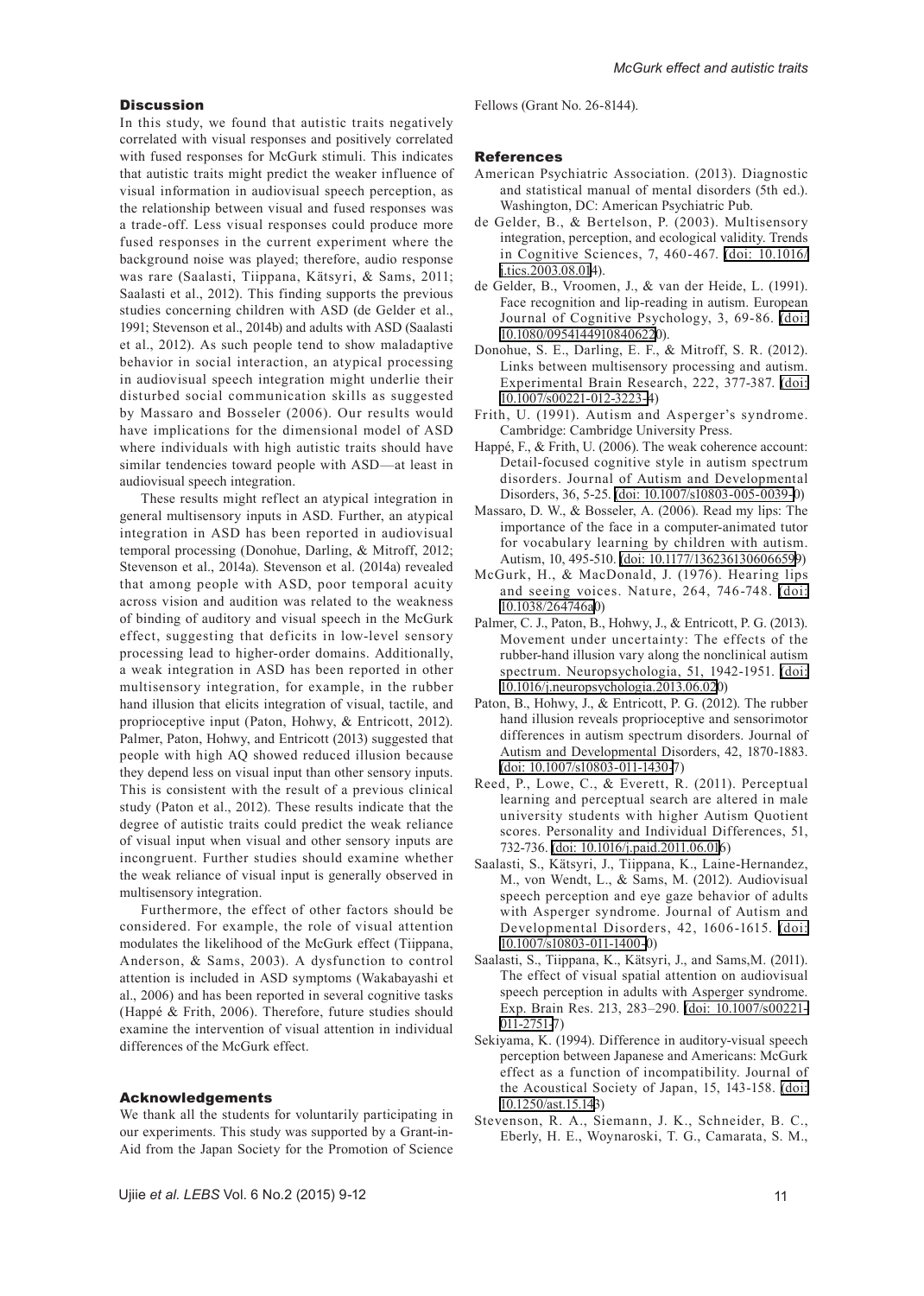## Discussion

In this study, we found that autistic traits negatively correlated with visual responses and positively correlated with fused responses for McGurk stimuli. This indicates that autistic traits might predict the weaker influence of visual information in audiovisual speech perception, as the relationship between visual and fused responses was a trade-off. Less visual responses could produce more fused responses in the current experiment where the background noise was played; therefore, audio response was rare (Saalasti, Tiippana, Kätsyri, & Sams, 2011; Saalasti et al., 2012). This finding supports the previous studies concerning children with ASD (de Gelder et al., 1991; Stevenson et al., 2014b) and adults with ASD (Saalasti et al., 2012). As such people tend to show maladaptive behavior in social interaction, an atypical processing in audiovisual speech integration might underlie their disturbed social communication skills as suggested by Massaro and Bosseler (2006). Our results would have implications for the dimensional model of ASD where individuals with high autistic traits should have similar tendencies toward people with ASD—at least in audiovisual speech integration.

These results might reflect an atypical integration in general multisensory inputs in ASD. Further, an atypical integration in ASD has been reported in audiovisual temporal processing (Donohue, Darling, & Mitroff, 2012; Stevenson et al., 2014a). Stevenson et al. (2014a) revealed that among people with ASD, poor temporal acuity across vision and audition was related to the weakness of binding of auditory and visual speech in the McGurk effect, suggesting that deficits in low-level sensory processing lead to higher-order domains. Additionally, a weak integration in ASD has been reported in other multisensory integration, for example, in the rubber hand illusion that elicits integration of visual, tactile, and proprioceptive input (Paton, Hohwy, & Entricott, 2012). Palmer, Paton, Hohwy, and Entricott (2013) suggested that people with high AQ showed reduced illusion because they depend less on visual input than other sensory inputs. This is consistent with the result of a previous clinical study (Paton et al., 2012). These results indicate that the degree of autistic traits could predict the weak reliance of visual input when visual and other sensory inputs are incongruent. Further studies should examine whether the weak reliance of visual input is generally observed in multisensory integration.

Furthermore, the effect of other factors should be considered. For example, the role of visual attention modulates the likelihood of the McGurk effect (Tiippana, Anderson, & Sams, 2003). A dysfunction to control attention is included in ASD symptoms (Wakabayashi et al., 2006) and has been reported in several cognitive tasks (Happé & Frith, 2006). Therefore, future studies should examine the intervention of visual attention in individual differences of the McGurk effect.

## Acknowledgements

We thank all the students for voluntarily participating in our experiments. This study was supported by a Grant-in-Aid from the Japan Society for the Promotion of Science Fellows (Grant No. 26-8144).

## References

American Psychiatric Association. (2013). Diagnostic and statistical manual of mental disorders (5th ed.). Washington, DC: American Psychiatric Pub.

de Gelder, B., & Bertelson, P. (2003). Multisensory integration, perception, and ecological validity. Trends in Cognitive Sciences, 7, 460-467. (doi: 10.1016/j.tics.2003.08.014).

de Gelder, B., Vroomen, J., & van der Heide, L. (1991). Face recognition and lip-reading in autism. European Journal of Cognitive Psychology, 3, 69-86. (doi: 10.1080/09541449108406220).

Donohue, S. E., Darling, E. F., & Mitroff, S. R. (2012). Links between multisensory processing and autism. Experimental Brain Research, 222, 377-387. (doi: 10.1007/s00221-012-3223-4)

Frith, U. (1991). Autism and Asperger's syndrome. Cambridge: Cambridge University Press.

Happé, F., & Frith, U. (2006). The weak coherence account: Detail-focused cognitive style in autism spectrum disorders. Journal of Autism and Developmental Disorders, 36, 5-25. (doi: 10.1007/s10803-005-0039-0)

Massaro, D. W., & Bosseler, A. (2006). Read my lips: The importance of the face in a computer-animated tutor for vocabulary learning by children with autism. Autism, 10, 495-510. (doi: 10.1177/1362361306066599)

McGurk, H., & MacDonald, J. (1976). Hearing lips and seeing voices. Nature, 264, 746-748. (doi: 10.1038/264746a0)

Palmer, C. J., Paton, B., Hohwy, J., & Entricott, P. G. (2013). Movement under uncertainty: The effects of the rubber-hand illusion vary along the nonclinical autism spectrum. Neuropsychologia, 51, 1942-1951. (doi: 10.1016/j.neuropsychologia.2013.06.020)

Paton, B., Hohwy, J., & Entricott, P. G. (2012). The rubber hand illusion reveals proprioceptive and sensorimotor differences in autism spectrum disorders. Journal of Autism and Developmental Disorders, 42, 1870-1883. (doi: 10.1007/s10803-011-1430-7)

Reed, P., Lowe, C., & Everett, R. (2011). Perceptual learning and perceptual search are altered in male university students with higher Autism Quotient scores. Personality and Individual Differences, 51, 732-736. (doi: 10.1016/j.paid.2011.06.016)

Saalasti, S., Kätsyri, J., Tiippana, K., Laine-Hernandez, M., von Wendt, L., & Sams, M. (2012). Audiovisual speech perception and eye gaze behavior of adults with Asperger syndrome. Journal of Autism and Developmental Disorders, 42, 1606-1615. (doi: 10.1007/s10803-011-1400-0)

Saalasti, S., Tiippana, K., Kätsyri, J., and Sams,M. (2011). The effect of visual spatial attention on audiovisual speech perception in adults with Asperger syndrome. Exp. Brain Res. 213, 283–290. (doi: 10.1007/s00221-011-2751-7)

Sekiyama, K. (1994). Difference in auditory-visual speech perception between Japanese and Americans: McGurk effect as a function of incompatibility. Journal of the Acoustical Society of Japan, 15, 143-158. (doi: 10.1250/ast.15.143)

Stevenson, R. A., Siemann, J. K., Schneider, B. C., Eberly, H. E., Woynaroski, T. G., Camarata, S. M.,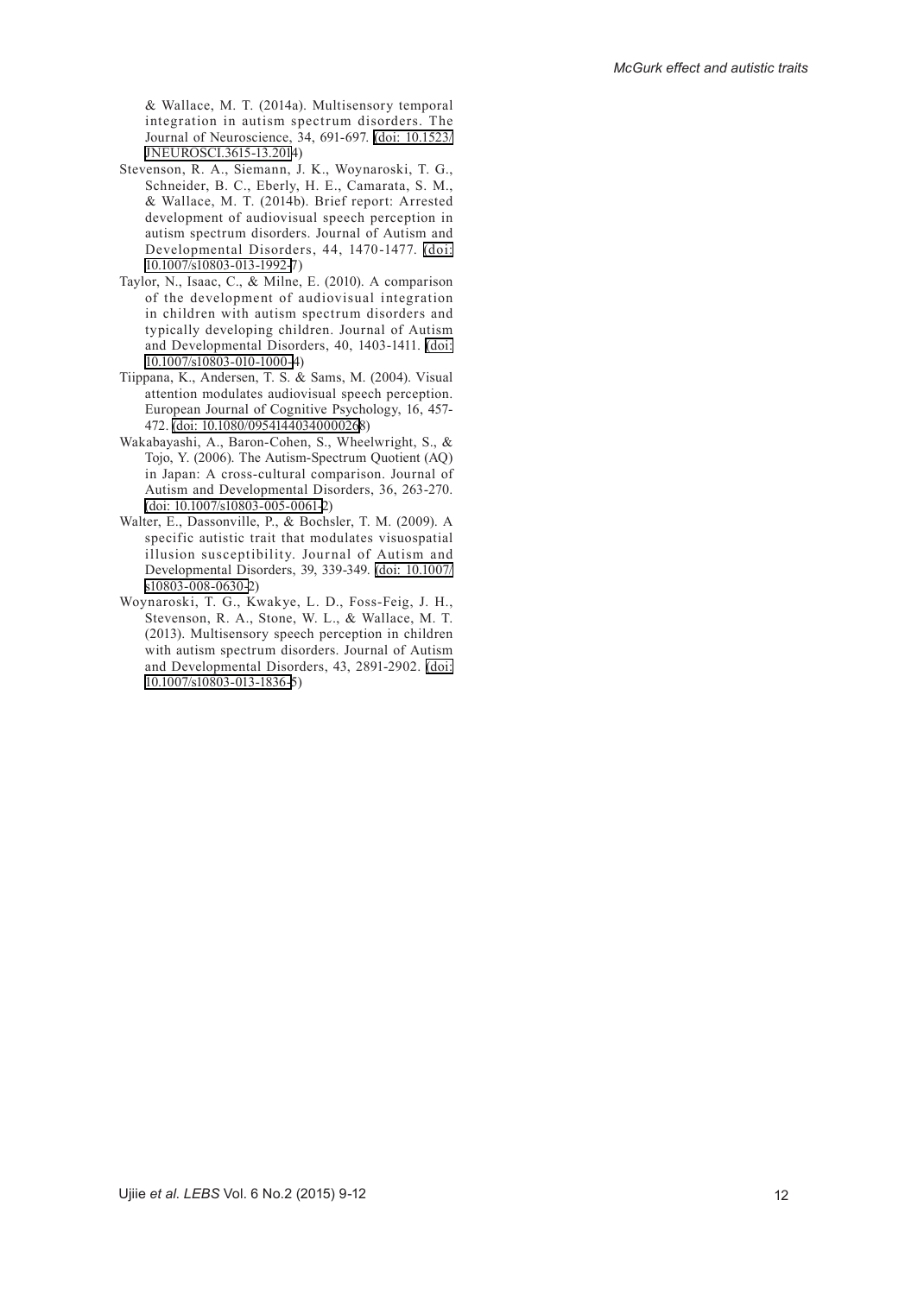& Wallace, M. T. (2014a). Multisensory temporal integration in autism spectrum disorders. The Journal of Neuroscience, 34, 691-697. (doi: 10.1523/JNEUROSCI.3615-13.2014)

Stevenson, R. A., Siemann, J. K., Woynaroski, T. G., Schneider, B. C., Eberly, H. E., Camarata, S. M., & Wallace, M. T. (2014b). Brief report: Arrested development of audiovisual speech perception in autism spectrum disorders. Journal of Autism and Developmental Disorders, 44, 1470-1477. (doi: 10.1007/s10803-013-1992-7)

Taylor, N., Isaac, C., & Milne, E. (2010). A comparison of the development of audiovisual integration in children with autism spectrum disorders and typically developing children. Journal of Autism and Developmental Disorders, 40, 1403-1411. (doi: 10.1007/s10803-010-1000-4)

Tiippana, K., Andersen, T. S. & Sams, M. (2004). Visual attention modulates audiovisual speech perception. European Journal of Cognitive Psychology, 16, 457-472. (doi: 10.1080/09541440340000268)

Wakabayashi, A., Baron-Cohen, S., Wheelwright, S., & Tojo, Y. (2006). The Autism-Spectrum Quotient (AQ) in Japan: A cross-cultural comparison. Journal of Autism and Developmental Disorders, 36, 263-270. (doi: 10.1007/s10803-005-0061-2)

Walter, E., Dassonville, P., & Bochsler, T. M. (2009). A specific autistic trait that modulates visuospatial illusion susceptibility. Journal of Autism and Developmental Disorders, 39, 339-349. (doi: 10.1007/s10803-008-0630-2)

Woynaroski, T. G., Kwakye, L. D., Foss-Feig, J. H., Stevenson, R. A., Stone, W. L., & Wallace, M. T. (2013). Multisensory speech perception in children with autism spectrum disorders. Journal of Autism and Developmental Disorders, 43, 2891-2902. (doi: 10.1007/s10803-013-1836-5)